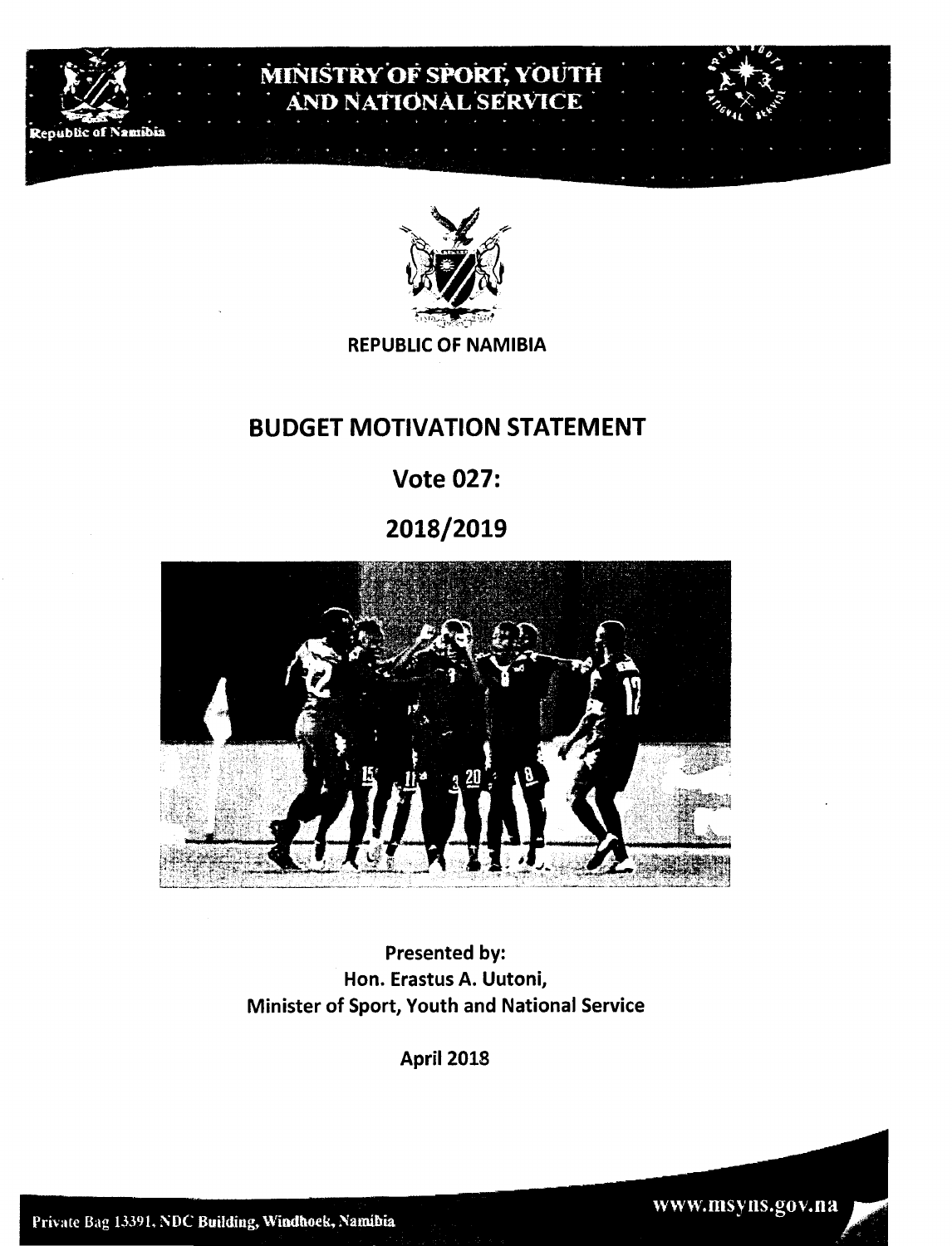# MINISTRY OF SPORT, YOUTH AND NATIONAL SERVICE

Republic of Namibia

REPUBLIC OF NAMIBIA

# BUDGET MOTIVATION STATEMENT

## Vote 027:

## 2018/2019

**Presented by:**
**Hon. Erastus A. Uutoni,**
**Minister of Sport, Youth and National Service**

**April 2018**

Private Bag 13391, NDC Building, Windhoek, Namibia

www.msyns.gov.na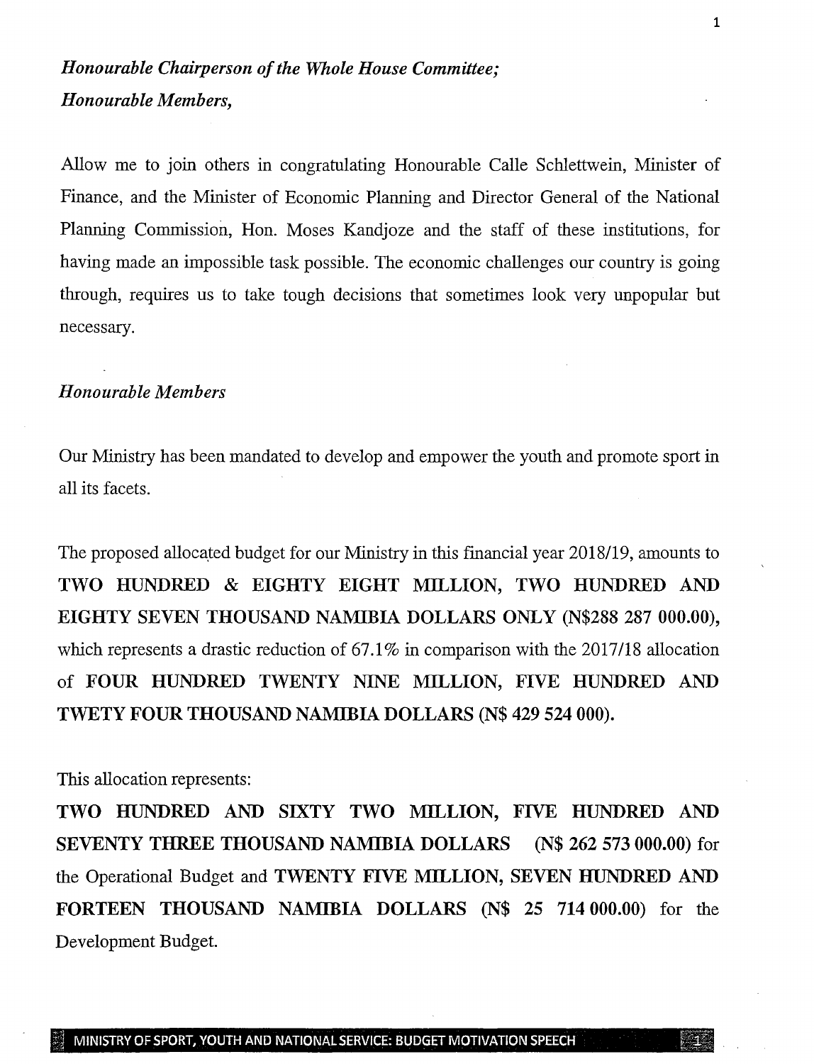*Honourable Chairperson of the Whole House Committee;*
*Honourable Members,*

Allow me to join others in congratulating Honourable Calle Schlettwein, Minister of Finance, and the Minister of Economic Planning and Director General of the National Planning Commission, Hon. Moses Kandjoze and the staff of these institutions, for having made an impossible task possible. The economic challenges our country is going through, requires us to take tough decisions that sometimes look very unpopular but necessary.

*Honourable Members*

Our Ministry has been mandated to develop and empower the youth and promote sport in all its facets.

The proposed allocated budget for our Ministry in this financial year 2018/19, amounts to **TWO HUNDRED & EIGHTY EIGHT MILLION, TWO HUNDRED AND EIGHTY SEVEN THOUSAND NAMIBIA DOLLARS ONLY (N$288 287 000.00),** which represents a drastic reduction of 67.1% in comparison with the 2017/18 allocation of **FOUR HUNDRED TWENTY NINE MILLION, FIVE HUNDRED AND TWETY FOUR THOUSAND NAMIBIA DOLLARS (N$ 429 524 000).**

This allocation represents:
**TWO HUNDRED AND SIXTY TWO MILLION, FIVE HUNDRED AND SEVENTY THREE THOUSAND NAMIBIA DOLLARS (N$ 262 573 000.00)** for the Operational Budget and **TWENTY FIVE MILLION, SEVEN HUNDRED AND FORTEEN THOUSAND NAMIBIA DOLLARS (N$ 25 714 000.00)** for the Development Budget.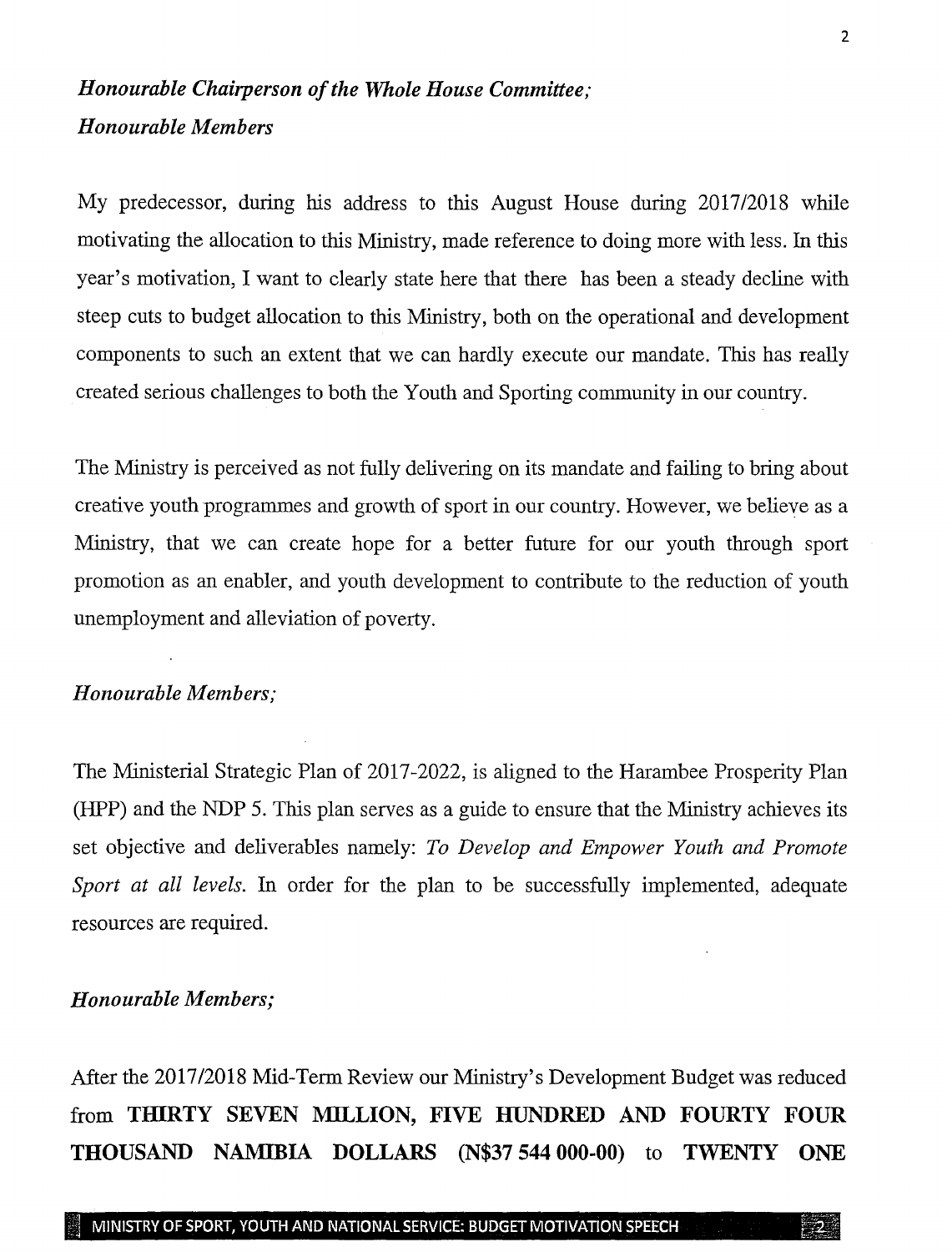*Honourable Chairperson of the Whole House Committee;*
*Honourable Members*

My predecessor, during his address to this August House during 2017/2018 while motivating the allocation to this Ministry, made reference to doing more with less. In this year's motivation, I want to clearly state here that there has been a steady decline with steep cuts to budget allocation to this Ministry, both on the operational and development components to such an extent that we can hardly execute our mandate. This has really created serious challenges to both the Youth and Sporting community in our country.

The Ministry is perceived as not fully delivering on its mandate and failing to bring about creative youth programmes and growth of sport in our country. However, we believe as a Ministry, that we can create hope for a better future for our youth through sport promotion as an enabler, and youth development to contribute to the reduction of youth unemployment and alleviation of poverty.

*Honourable Members;*

The Ministerial Strategic Plan of 2017-2022, is aligned to the Harambee Prosperity Plan (HPP) and the NDP 5. This plan serves as a guide to ensure that the Ministry achieves its set objective and deliverables namely: *To Develop and Empower Youth and Promote Sport at all levels.* In order for the plan to be successfully implemented, adequate resources are required.

*Honourable Members;*

After the 2017/2018 Mid-Term Review our Ministry's Development Budget was reduced from **THIRTY SEVEN MILLION, FIVE HUNDRED AND FOURTY FOUR THOUSAND NAMIBIA DOLLARS (N$37 544 000-00)** to **TWENTY ONE**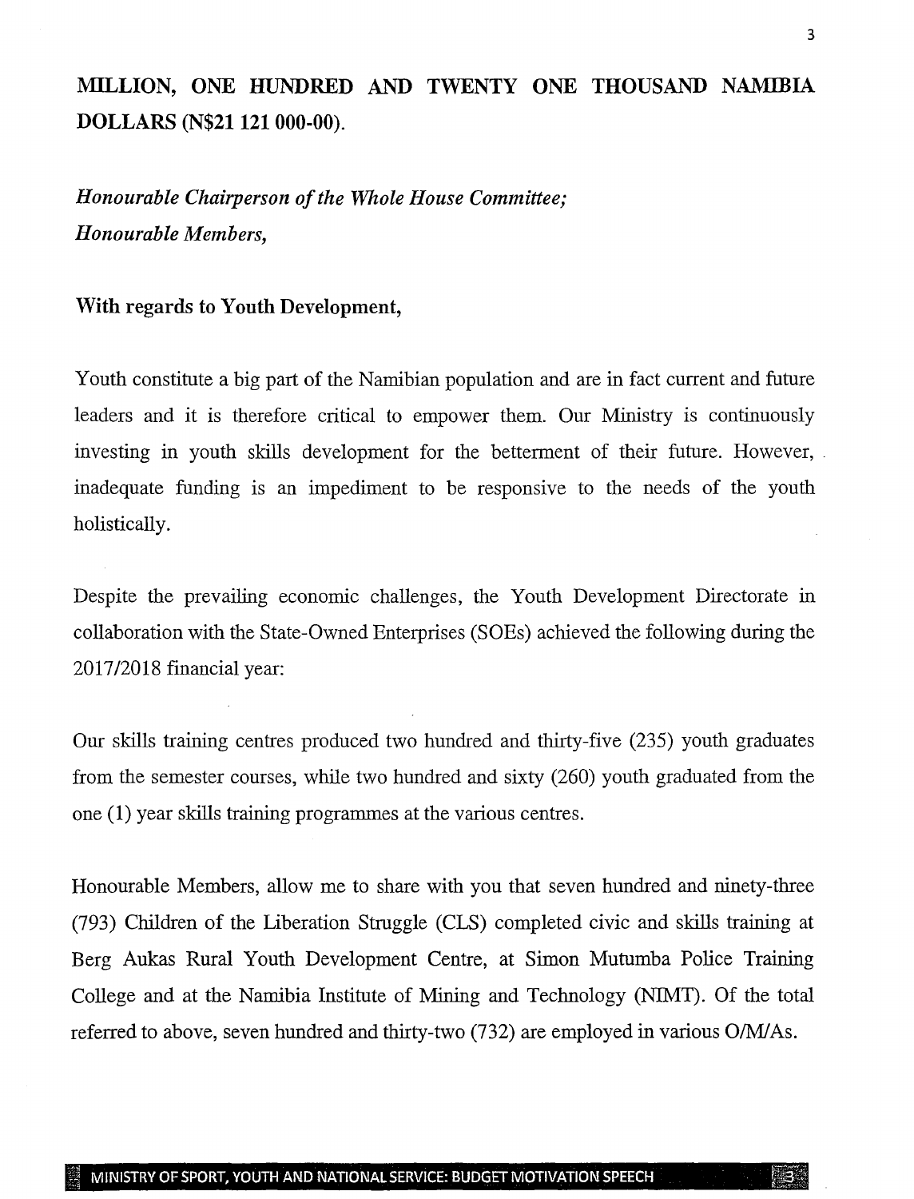**MILLION, ONE HUNDRED AND TWENTY ONE THOUSAND NAMIBIA DOLLARS (N$21 121 000-00).**

*Honourable Chairperson of the Whole House Committee;*
*Honourable Members,*

**With regards to Youth Development,**

Youth constitute a big part of the Namibian population and are in fact current and future leaders and it is therefore critical to empower them. Our Ministry is continuously investing in youth skills development for the betterment of their future. However, inadequate funding is an impediment to be responsive to the needs of the youth holistically.

Despite the prevailing economic challenges, the Youth Development Directorate in collaboration with the State-Owned Enterprises (SOEs) achieved the following during the 2017/2018 financial year:

Our skills training centres produced two hundred and thirty-five (235) youth graduates from the semester courses, while two hundred and sixty (260) youth graduated from the one (1) year skills training programmes at the various centres.

Honourable Members, allow me to share with you that seven hundred and ninety-three (793) Children of the Liberation Struggle (CLS) completed civic and skills training at Berg Aukas Rural Youth Development Centre, at Simon Mutumba Police Training College and at the Namibia Institute of Mining and Technology (NIMT). Of the total referred to above, seven hundred and thirty-two (732) are employed in various O/M/As.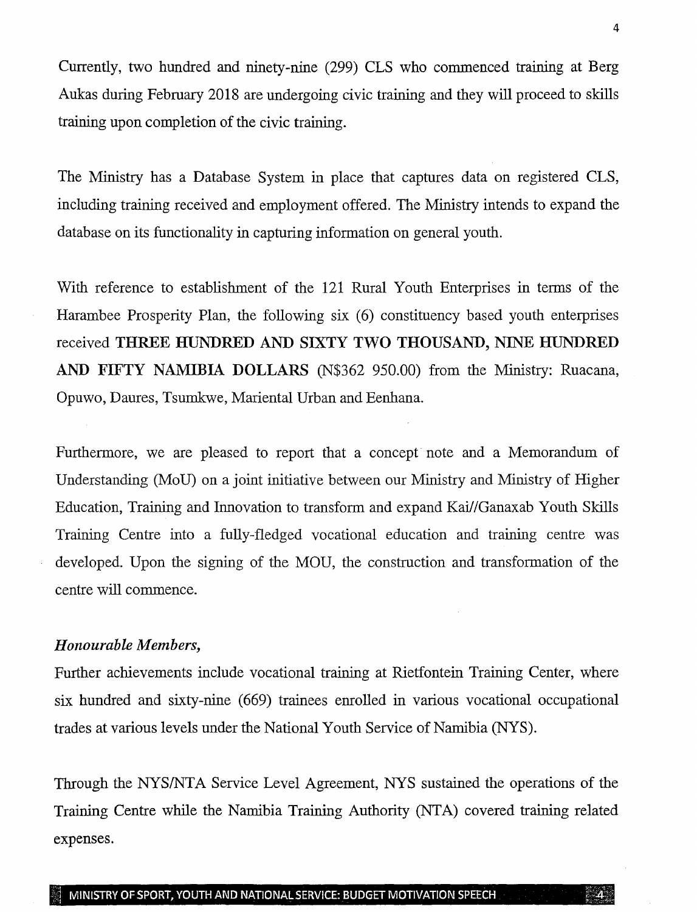Currently, two hundred and ninety-nine (299) CLS who commenced training at Berg Aukas during February 2018 are undergoing civic training and they will proceed to skills training upon completion of the civic training.

The Ministry has a Database System in place that captures data on registered CLS, including training received and employment offered. The Ministry intends to expand the database on its functionality in capturing information on general youth.

With reference to establishment of the 121 Rural Youth Enterprises in terms of the Harambee Prosperity Plan, the following six (6) constituency based youth enterprises received **THREE HUNDRED AND SIXTY TWO THOUSAND, NINE HUNDRED AND FIFTY NAMIBIA DOLLARS** (N$362 950.00) from the Ministry: Ruacana, Opuwo, Daures, Tsumkwe, Mariental Urban and Eenhana.

Furthermore, we are pleased to report that a concept note and a Memorandum of Understanding (MoU) on a joint initiative between our Ministry and Ministry of Higher Education, Training and Innovation to transform and expand Kai//Ganaxab Youth Skills Training Centre into a fully-fledged vocational education and training centre was developed. Upon the signing of the MOU, the construction and transformation of the centre will commence.

***Honourable Members,***

Further achievements include vocational training at Rietfontein Training Center, where six hundred and sixty-nine (669) trainees enrolled in various vocational occupational trades at various levels under the National Youth Service of Namibia (NYS).

Through the NYS/NTA Service Level Agreement, NYS sustained the operations of the Training Centre while the Namibia Training Authority (NTA) covered training related expenses.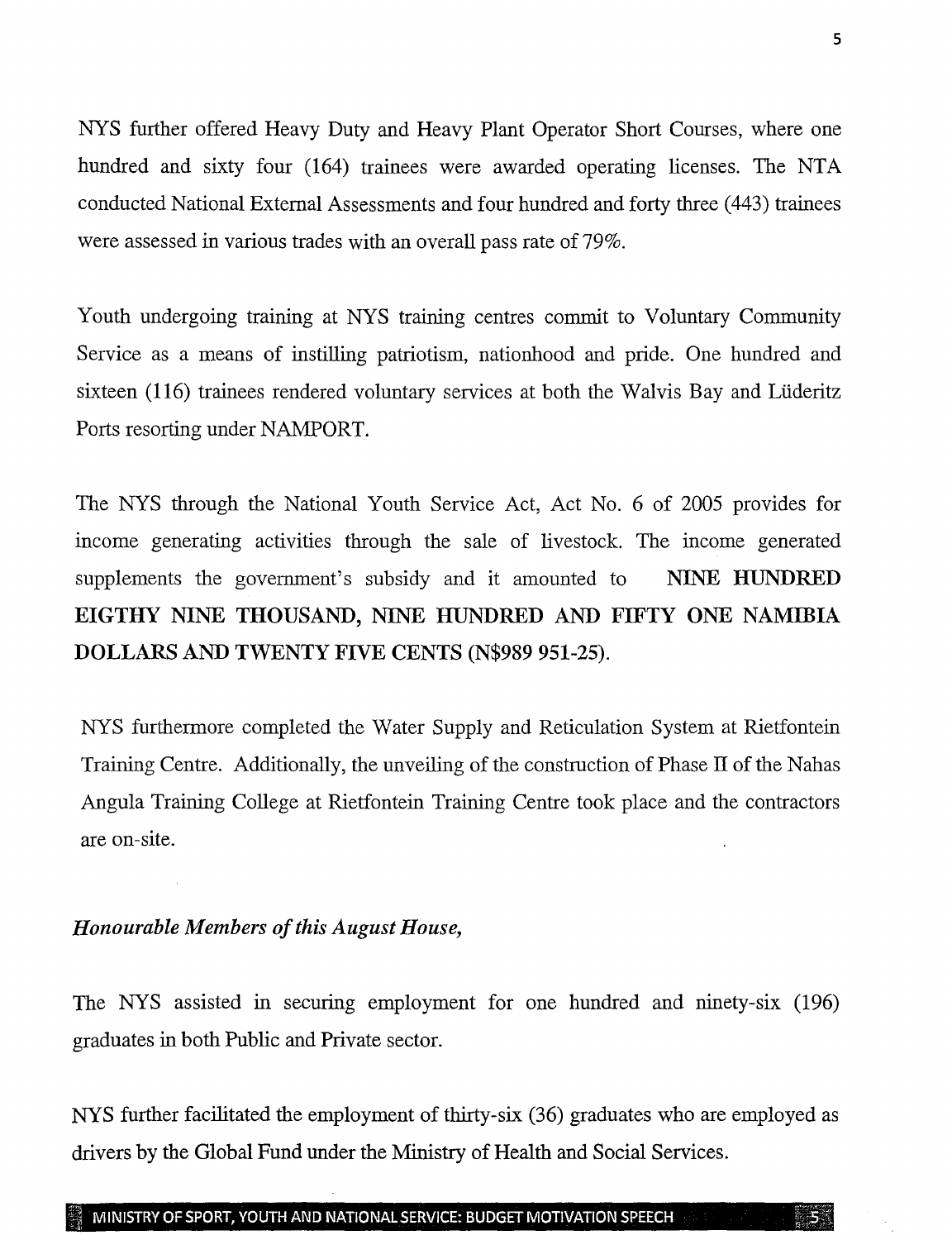NYS further offered Heavy Duty and Heavy Plant Operator Short Courses, where one hundred and sixty four (164) trainees were awarded operating licenses. The NTA conducted National External Assessments and four hundred and forty three (443) trainees were assessed in various trades with an overall pass rate of 79%.

Youth undergoing training at NYS training centres commit to Voluntary Community Service as a means of instilling patriotism, nationhood and pride. One hundred and sixteen (116) trainees rendered voluntary services at both the Walvis Bay and Lüderitz Ports resorting under NAMPORT.

The NYS through the National Youth Service Act, Act No. 6 of 2005 provides for income generating activities through the sale of livestock. The income generated supplements the government's subsidy and it amounted to **NINE HUNDRED EIGTHY NINE THOUSAND, NINE HUNDRED AND FIFTY ONE NAMIBIA DOLLARS AND TWENTY FIVE CENTS (N$989 951-25).**

NYS furthermore completed the Water Supply and Reticulation System at Rietfontein Training Centre. Additionally, the unveiling of the construction of Phase II of the Nahas Angula Training College at Rietfontein Training Centre took place and the contractors are on-site.

***Honourable Members of this August House,***

The NYS assisted in securing employment for one hundred and ninety-six (196) graduates in both Public and Private sector.

NYS further facilitated the employment of thirty-six (36) graduates who are employed as drivers by the Global Fund under the Ministry of Health and Social Services.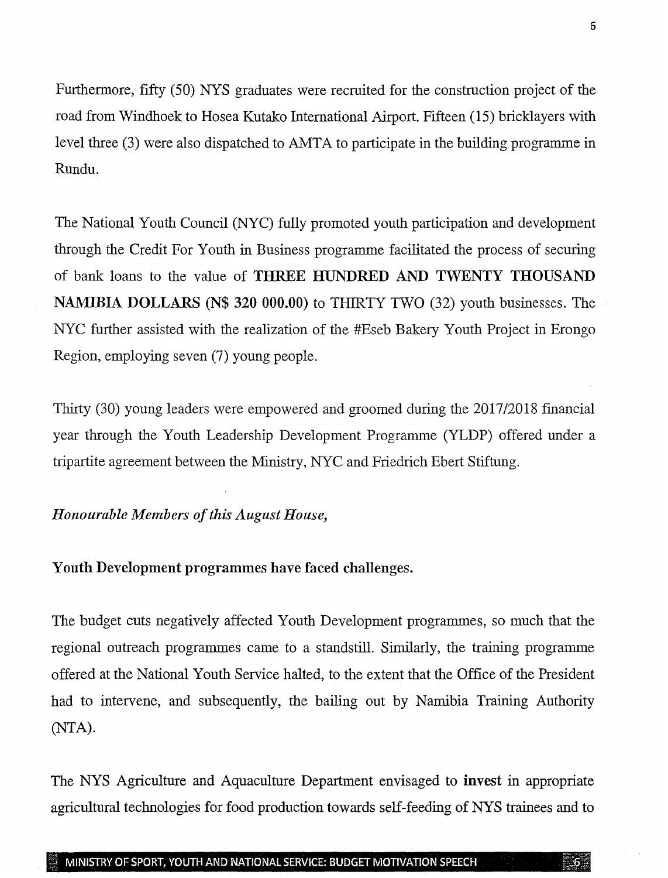Furthermore, fifty (50) NYS graduates were recruited for the construction project of the road from Windhoek to Hosea Kutako International Airport. Fifteen (15) bricklayers with level three (3) were also dispatched to AMTA to participate in the building programme in Rundu.

The National Youth Council (NYC) fully promoted youth participation and development through the Credit For Youth in Business programme facilitated the process of securing of bank loans to the value of **THREE HUNDRED AND TWENTY THOUSAND NAMIBIA DOLLARS (N$ 320 000.00)** to THIRTY TWO (32) youth businesses. The NYC further assisted with the realization of the #Eseb Bakery Youth Project in Erongo Region, employing seven (7) young people.

Thirty (30) young leaders were empowered and groomed during the 2017/2018 financial year through the Youth Leadership Development Programme (YLDP) offered under a tripartite agreement between the Ministry, NYC and Friedrich Ebert Stiftung.

*Honourable Members of this August House,*

**Youth Development programmes have faced challenges.**

The budget cuts negatively affected Youth Development programmes, so much that the regional outreach programmes came to a standstill. Similarly, the training programme offered at the National Youth Service halted, to the extent that the Office of the President had to intervene, and subsequently, the bailing out by Namibia Training Authority (NTA).

The NYS Agriculture and Aquaculture Department envisaged to **invest** in appropriate agricultural technologies for food production towards self-feeding of NYS trainees and to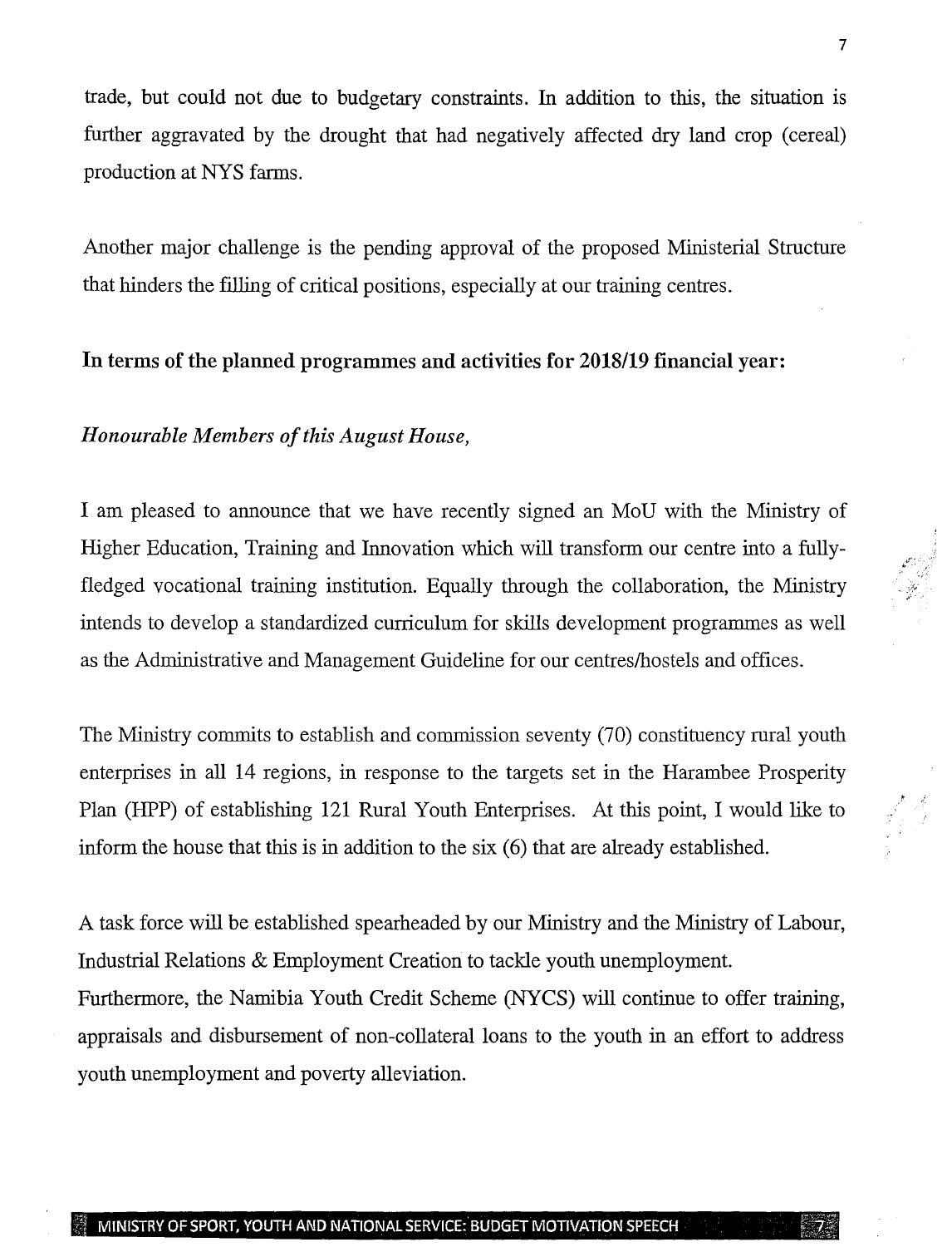trade, but could not due to budgetary constraints. In addition to this, the situation is further aggravated by the drought that had negatively affected dry land crop (cereal) production at NYS farms.

Another major challenge is the pending approval of the proposed Ministerial Structure that hinders the filling of critical positions, especially at our training centres.

**In terms of the planned programmes and activities for 2018/19 financial year:**

*Honourable Members of this August House,*

I am pleased to announce that we have recently signed an MoU with the Ministry of Higher Education, Training and Innovation which will transform our centre into a fully-fledged vocational training institution. Equally through the collaboration, the Ministry intends to develop a standardized curriculum for skills development programmes as well as the Administrative and Management Guideline for our centres/hostels and offices.

The Ministry commits to establish and commission seventy (70) constituency rural youth enterprises in all 14 regions, in response to the targets set in the Harambee Prosperity Plan (HPP) of establishing 121 Rural Youth Enterprises. At this point, I would like to inform the house that this is in addition to the six (6) that are already established.

A task force will be established spearheaded by our Ministry and the Ministry of Labour, Industrial Relations & Employment Creation to tackle youth unemployment.

Furthermore, the Namibia Youth Credit Scheme (NYCS) will continue to offer training, appraisals and disbursement of non-collateral loans to the youth in an effort to address youth unemployment and poverty alleviation.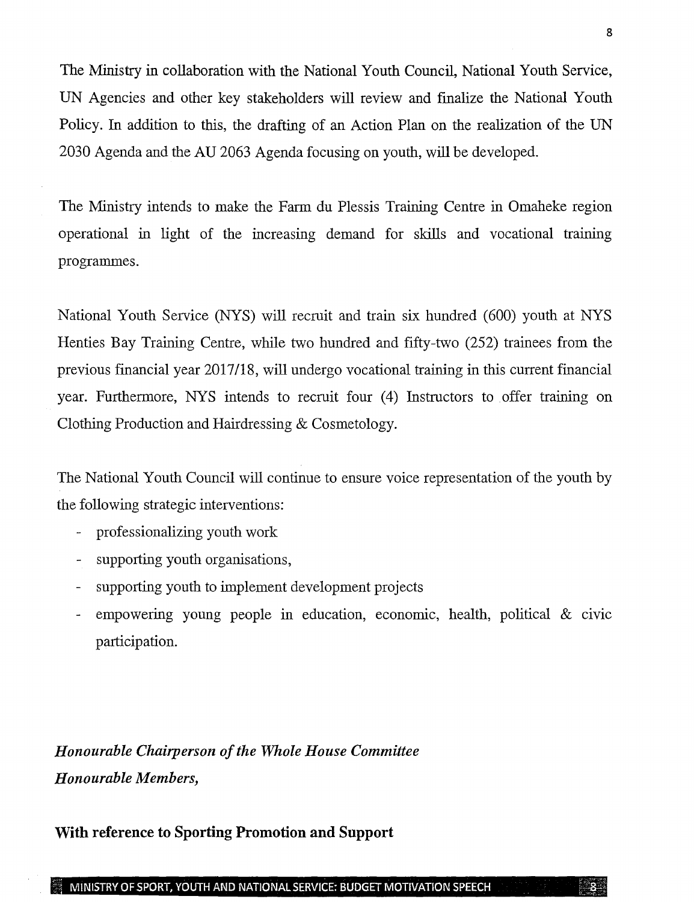The Ministry in collaboration with the National Youth Council, National Youth Service, UN Agencies and other key stakeholders will review and finalize the National Youth Policy. In addition to this, the drafting of an Action Plan on the realization of the UN 2030 Agenda and the AU 2063 Agenda focusing on youth, will be developed.

The Ministry intends to make the Farm du Plessis Training Centre in Omaheke region operational in light of the increasing demand for skills and vocational training programmes.

National Youth Service (NYS) will recruit and train six hundred (600) youth at NYS Henties Bay Training Centre, while two hundred and fifty-two (252) trainees from the previous financial year 2017/18, will undergo vocational training in this current financial year. Furthermore, NYS intends to recruit four (4) Instructors to offer training on Clothing Production and Hairdressing & Cosmetology.

The National Youth Council will continue to ensure voice representation of the youth by the following strategic interventions:

- professionalizing youth work
- supporting youth organisations,
- supporting youth to implement development projects
- empowering young people in education, economic, health, political & civic participation.

*Honourable Chairperson of the Whole House Committee*
*Honourable Members,*

**With reference to Sporting Promotion and Support**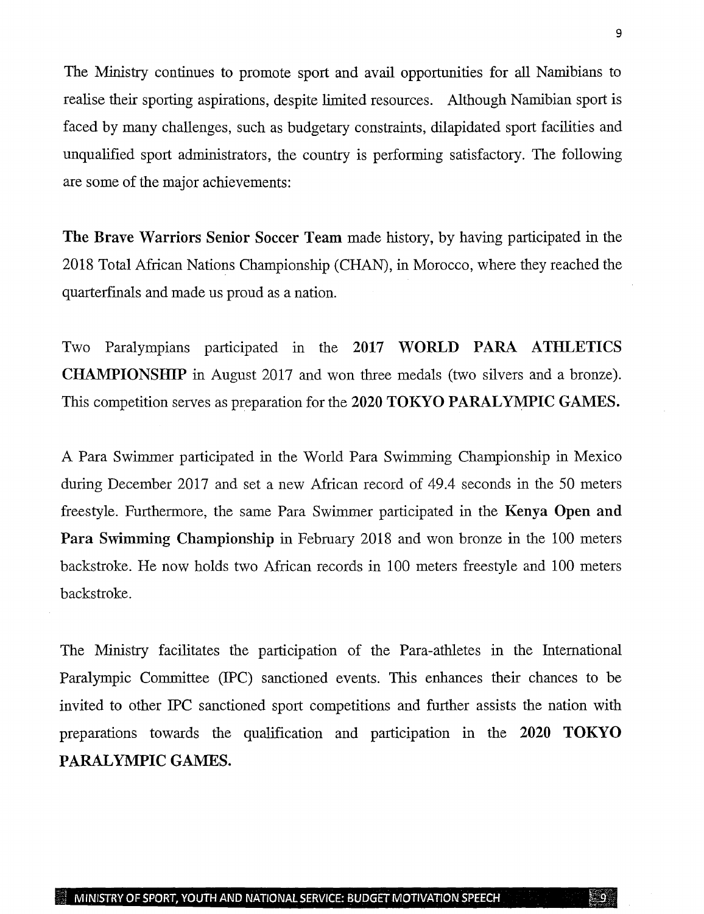The Ministry continues to promote sport and avail opportunities for all Namibians to realise their sporting aspirations, despite limited resources. Although Namibian sport is faced by many challenges, such as budgetary constraints, dilapidated sport facilities and unqualified sport administrators, the country is performing satisfactory. The following are some of the major achievements:

**The Brave Warriors Senior Soccer Team** made history, by having participated in the 2018 Total African Nations Championship (CHAN), in Morocco, where they reached the quarterfinals and made us proud as a nation.

Two Paralympians participated in the **2017 WORLD PARA ATHLETICS CHAMPIONSHIP** in August 2017 and won three medals (two silvers and a bronze). This competition serves as preparation for the **2020 TOKYO PARALYMPIC GAMES.**

A Para Swimmer participated in the World Para Swimming Championship in Mexico during December 2017 and set a new African record of 49.4 seconds in the 50 meters freestyle. Furthermore, the same Para Swimmer participated in the **Kenya Open and Para Swimming Championship** in February 2018 and won bronze in the 100 meters backstroke. He now holds two African records in 100 meters freestyle and 100 meters backstroke.

The Ministry facilitates the participation of the Para-athletes in the International Paralympic Committee (IPC) sanctioned events. This enhances their chances to be invited to other IPC sanctioned sport competitions and further assists the nation with preparations towards the qualification and participation in the **2020 TOKYO PARALYMPIC GAMES.**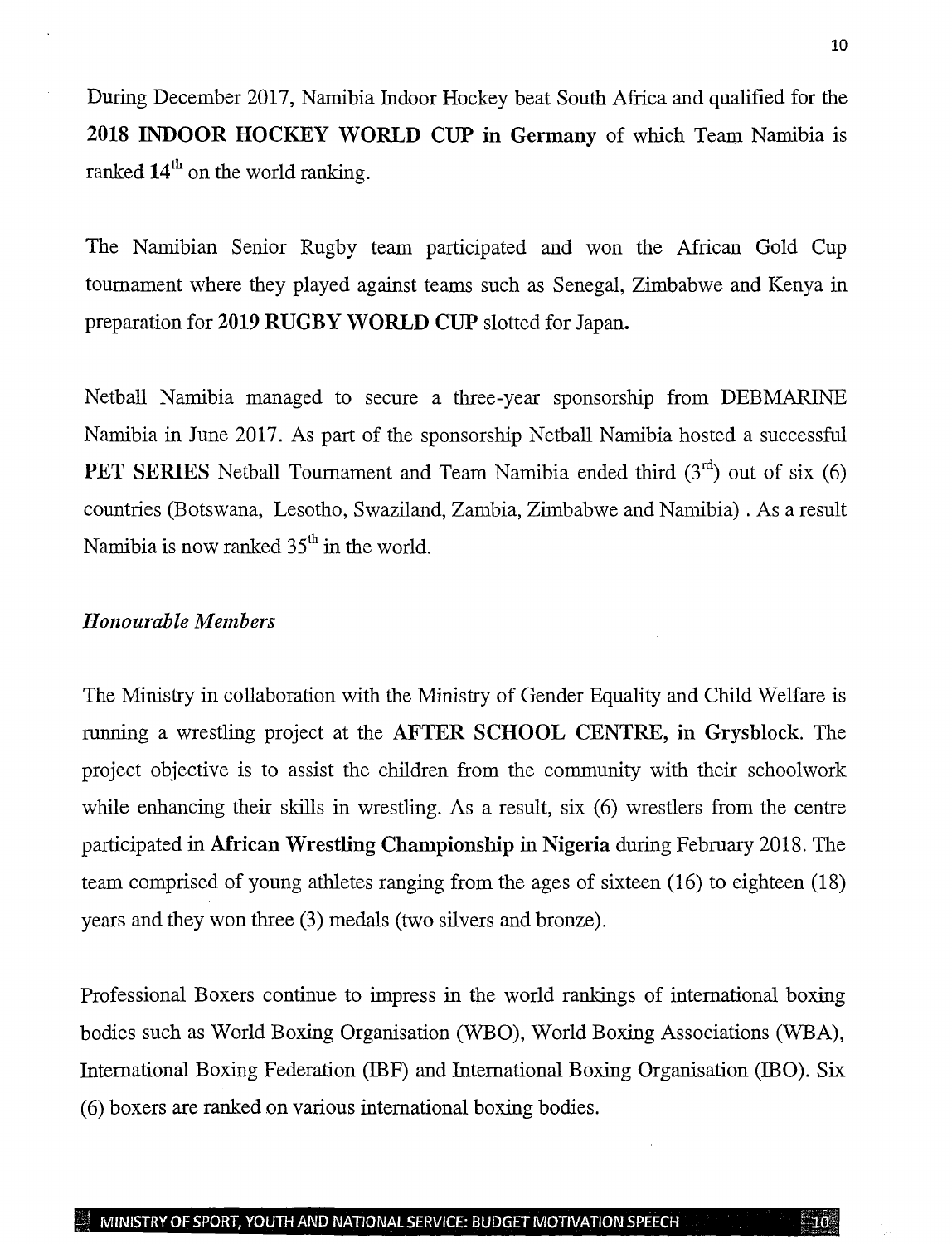During December 2017, Namibia Indoor Hockey beat South Africa and qualified for the **2018 INDOOR HOCKEY WORLD CUP in Germany** of which Team Namibia is ranked **14th** on the world ranking.

The Namibian Senior Rugby team participated and won the African Gold Cup tournament where they played against teams such as Senegal, Zimbabwe and Kenya in preparation for **2019 RUGBY WORLD CUP** slotted for Japan.

Netball Namibia managed to secure a three-year sponsorship from DEBMARINE Namibia in June 2017. As part of the sponsorship Netball Namibia hosted a successful **PET SERIES** Netball Tournament and Team Namibia ended third (3rd) out of six (6) countries (Botswana, Lesotho, Swaziland, Zambia, Zimbabwe and Namibia) . As a result Namibia is now ranked 35th in the world.

***Honourable Members***

The Ministry in collaboration with the Ministry of Gender Equality and Child Welfare is running a wrestling project at the **AFTER SCHOOL CENTRE, in Grysblock**. The project objective is to assist the children from the community with their schoolwork while enhancing their skills in wrestling. As a result, six (6) wrestlers from the centre participated **in African Wrestling Championship** in **Nigeria** during February 2018. The team comprised of young athletes ranging from the ages of sixteen (16) to eighteen (18) years and they won three (3) medals (two silvers and bronze).

Professional Boxers continue to impress in the world rankings of international boxing bodies such as World Boxing Organisation (WBO), World Boxing Associations (WBA), International Boxing Federation (IBF) and International Boxing Organisation (IBO). Six (6) boxers are ranked on various international boxing bodies.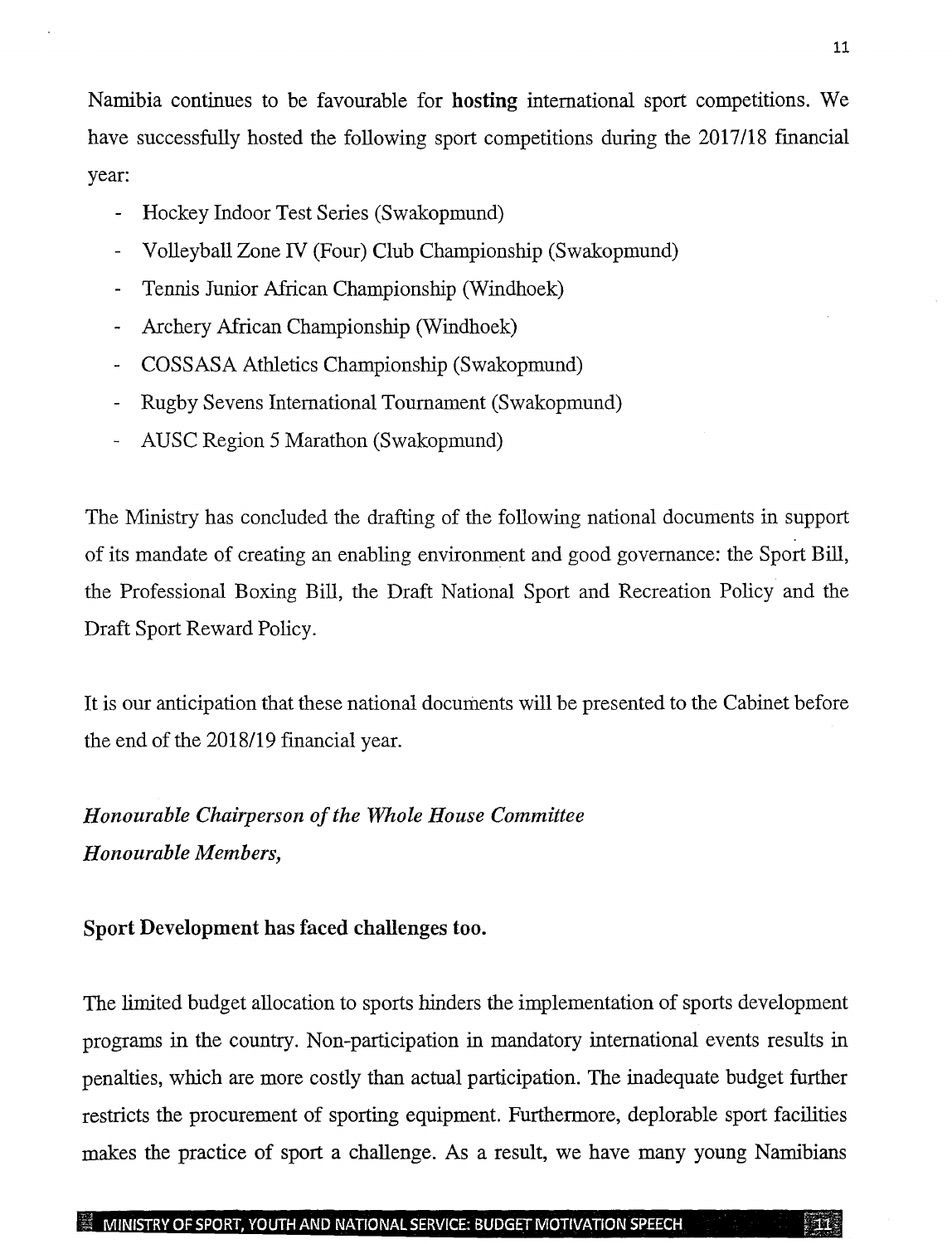Namibia continues to be favourable for **hosting** international sport competitions. We have successfully hosted the following sport competitions during the 2017/18 financial year:

- Hockey Indoor Test Series (Swakopmund)
- Volleyball Zone IV (Four) Club Championship (Swakopmund)
- Tennis Junior African Championship (Windhoek)
- Archery African Championship (Windhoek)
- COSSASA Athletics Championship (Swakopmund)
- Rugby Sevens International Tournament (Swakopmund)
- AUSC Region 5 Marathon (Swakopmund)

The Ministry has concluded the drafting of the following national documents in support of its mandate of creating an enabling environment and good governance: the Sport Bill, the Professional Boxing Bill, the Draft National Sport and Recreation Policy and the Draft Sport Reward Policy.

It is our anticipation that these national documents will be presented to the Cabinet before the end of the 2018/19 financial year.

***Honourable Chairperson of the Whole House Committee***
***Honourable Members,***

**Sport Development has faced challenges too.**

The limited budget allocation to sports hinders the implementation of sports development programs in the country. Non-participation in mandatory international events results in penalties, which are more costly than actual participation. The inadequate budget further restricts the procurement of sporting equipment. Furthermore, deplorable sport facilities makes the practice of sport a challenge. As a result, we have many young Namibians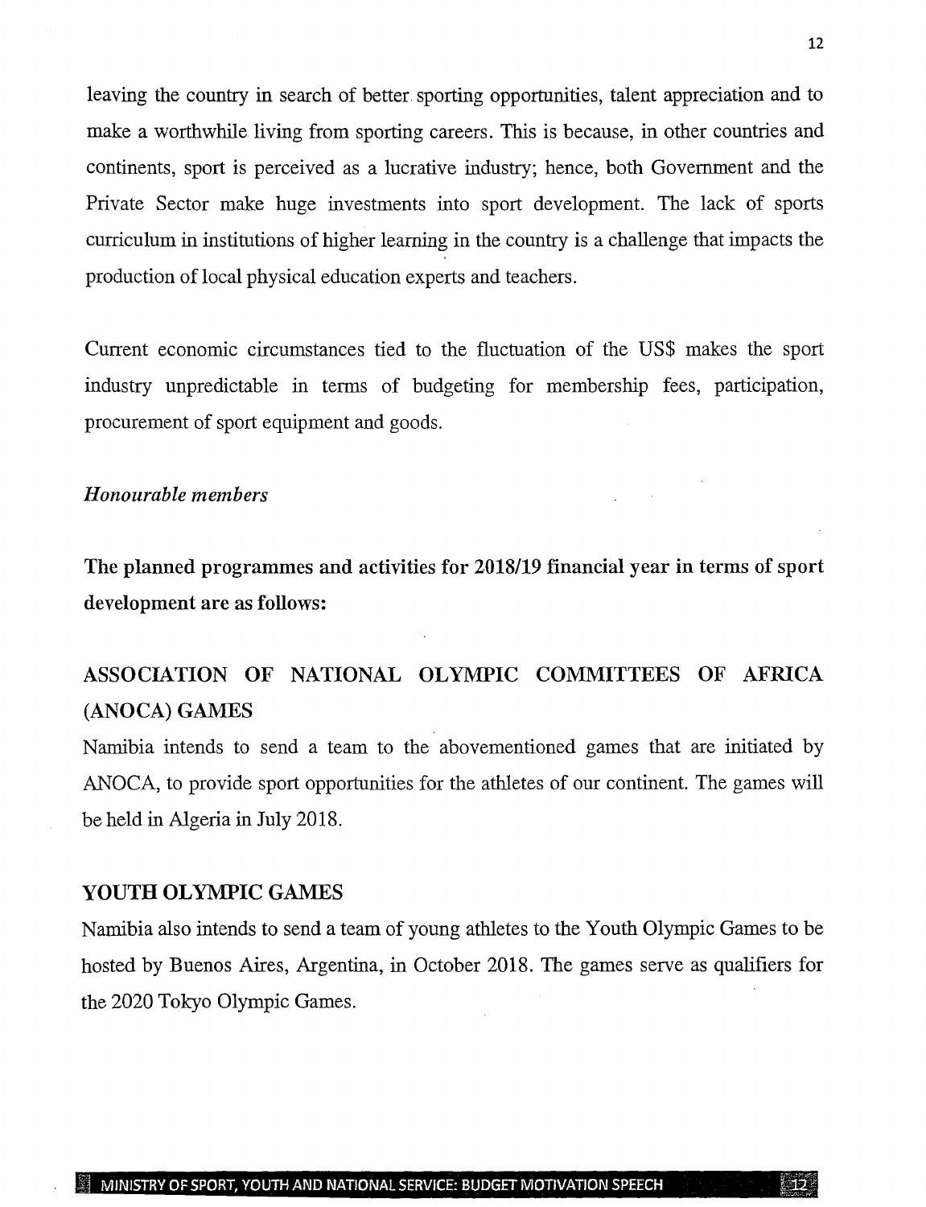leaving the country in search of better sporting opportunities, talent appreciation and to make a worthwhile living from sporting careers. This is because, in other countries and continents, sport is perceived as a lucrative industry; hence, both Government and the Private Sector make huge investments into sport development. The lack of sports curriculum in institutions of higher learning in the country is a challenge that impacts the production of local physical education experts and teachers.

Current economic circumstances tied to the fluctuation of the US$ makes the sport industry unpredictable in terms of budgeting for membership fees, participation, procurement of sport equipment and goods.

*Honourable members*

**The planned programmes and activities for 2018/19 financial year in terms of sport development are as follows:**

## ASSOCIATION OF NATIONAL OLYMPIC COMMITTEES OF AFRICA (ANOCA) GAMES

Namibia intends to send a team to the abovementioned games that are initiated by ANOCA, to provide sport opportunities for the athletes of our continent. The games will be held in Algeria in July 2018.

## YOUTH OLYMPIC GAMES

Namibia also intends to send a team of young athletes to the Youth Olympic Games to be hosted by Buenos Aires, Argentina, in October 2018. The games serve as qualifiers for the 2020 Tokyo Olympic Games.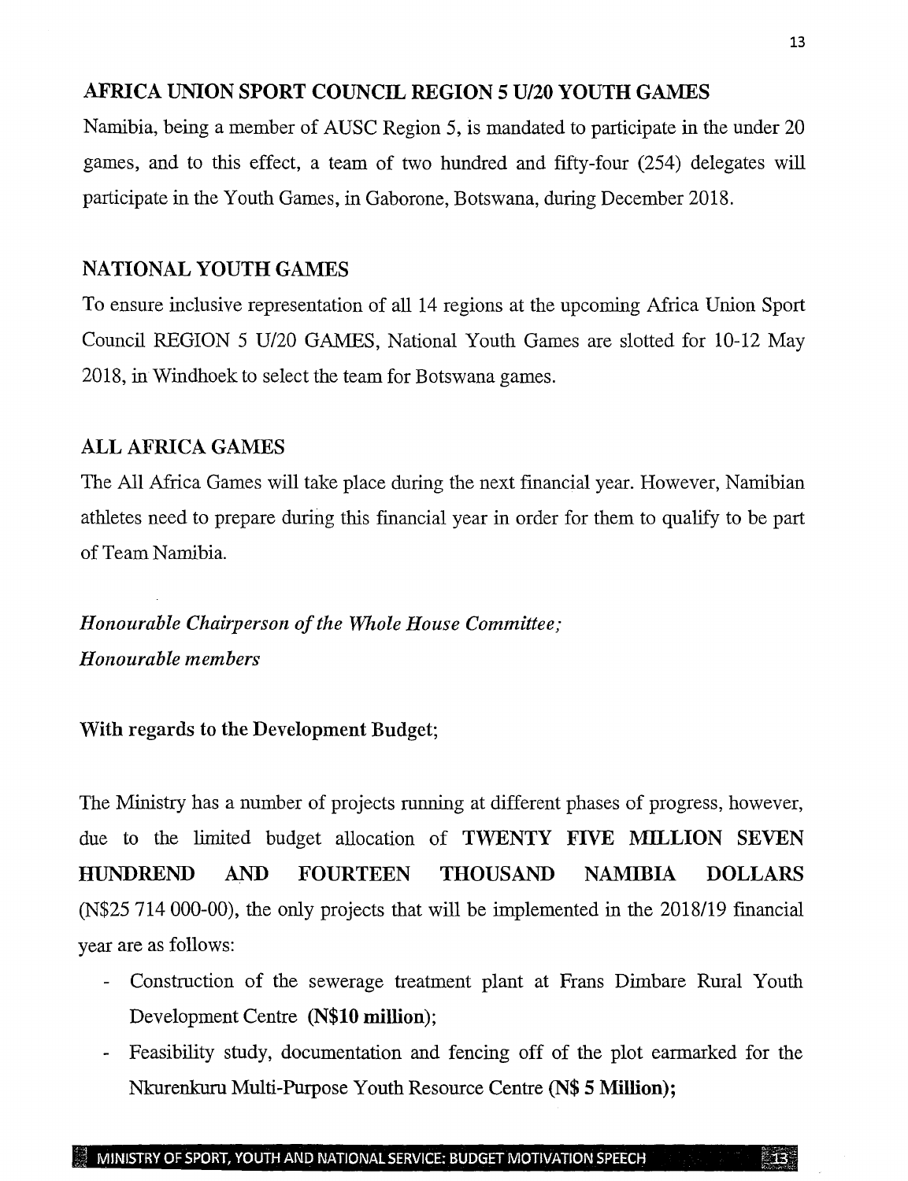## AFRICA UNION SPORT COUNCIL REGION 5 U/20 YOUTH GAMES

Namibia, being a member of AUSC Region 5, is mandated to participate in the under 20 games, and to this effect, a team of two hundred and fifty-four (254) delegates will participate in the Youth Games, in Gaborone, Botswana, during December 2018.

## NATIONAL YOUTH GAMES

To ensure inclusive representation of all 14 regions at the upcoming Africa Union Sport Council REGION 5 U/20 GAMES, National Youth Games are slotted for 10-12 May 2018, in Windhoek to select the team for Botswana games.

## ALL AFRICA GAMES

The All Africa Games will take place during the next financial year. However, Namibian athletes need to prepare during this financial year in order for them to qualify to be part of Team Namibia.

*Honourable Chairperson of the Whole House Committee;*
*Honourable members*

**With regards to the Development Budget;**

The Ministry has a number of projects running at different phases of progress, however, due to the limited budget allocation of **TWENTY FIVE MILLION SEVEN HUNDREND AND FOURTEEN THOUSAND NAMIBIA DOLLARS** (N$25 714 000-00), the only projects that will be implemented in the 2018/19 financial year are as follows:

- Construction of the sewerage treatment plant at Frans Dimbare Rural Youth Development Centre **(N$10 million)**;
- Feasibility study, documentation and fencing off of the plot earmarked for the Nkurenkuru Multi-Purpose Youth Resource Centre **(N$ 5 Million);**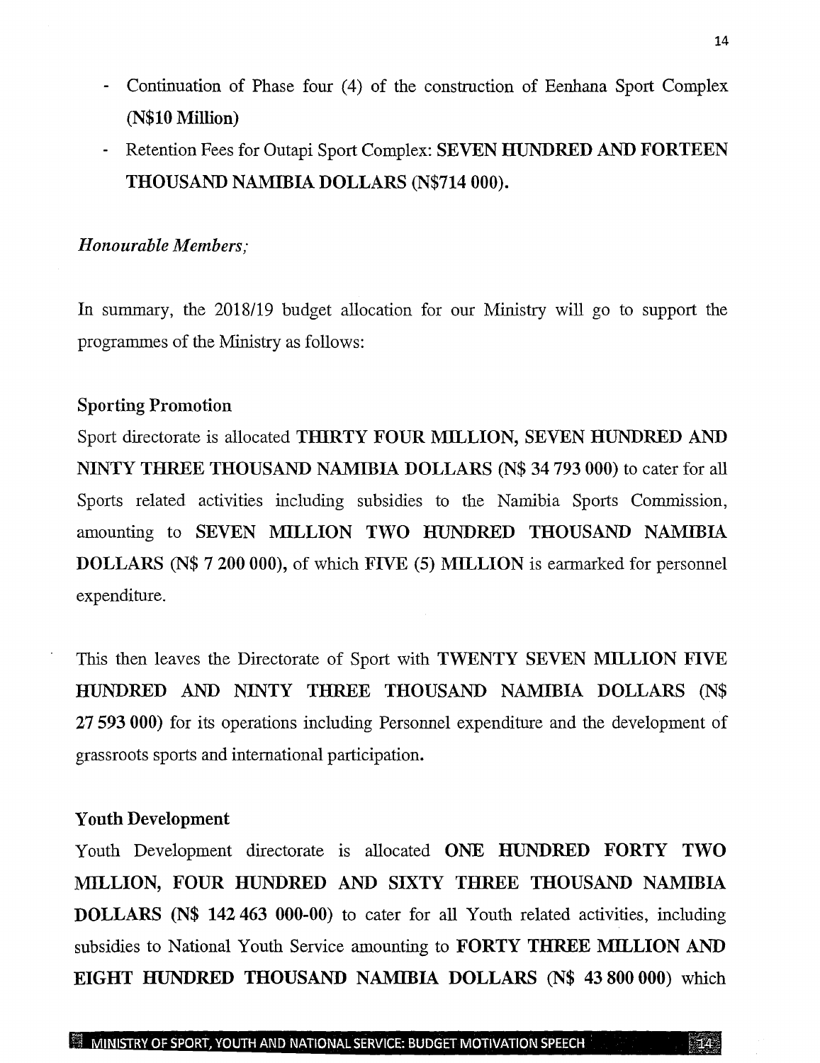- Continuation of Phase four (4) of the construction of Eenhana Sport Complex **(N$10 Million)**
- Retention Fees for Outapi Sport Complex: **SEVEN HUNDRED AND FORTEEN THOUSAND NAMIBIA DOLLARS (N$714 000).**

*Honourable Members;*

In summary, the 2018/19 budget allocation for our Ministry will go to support the programmes of the Ministry as follows:

**Sporting Promotion**

Sport directorate is allocated **THIRTY FOUR MILLION, SEVEN HUNDRED AND NINTY THREE THOUSAND NAMIBIA DOLLARS (N$ 34 793 000)** to cater for all Sports related activities including subsidies to the Namibia Sports Commission, amounting to **SEVEN MILLION TWO HUNDRED THOUSAND NAMIBIA DOLLARS (N$ 7 200 000),** of which **FIVE (5) MILLION** is earmarked for personnel expenditure.

This then leaves the Directorate of Sport with **TWENTY SEVEN MILLION FIVE HUNDRED AND NINTY THREE THOUSAND NAMIBIA DOLLARS (N$ 27 593 000)** for its operations including Personnel expenditure and the development of grassroots sports and international participation.

**Youth Development**

Youth Development directorate is allocated **ONE HUNDRED FORTY TWO MILLION, FOUR HUNDRED AND SIXTY THREE THOUSAND NAMIBIA DOLLARS (N$ 142 463 000-00)** to cater for all Youth related activities, including subsidies to National Youth Service amounting to **FORTY THREE MILLION AND EIGHT HUNDRED THOUSAND NAMIBIA DOLLARS (N$ 43 800 000)** which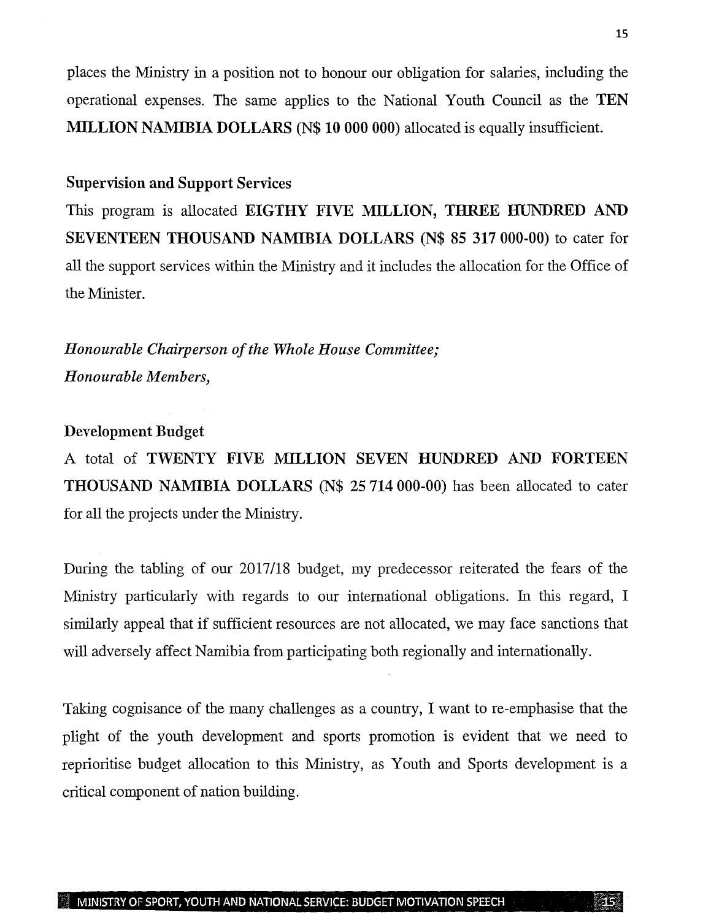places the Ministry in a position not to honour our obligation for salaries, including the operational expenses. The same applies to the National Youth Council as the **TEN MILLION NAMIBIA DOLLARS (N$ 10 000 000)** allocated is equally insufficient.

**Supervision and Support Services**

This program is allocated **EIGTHY FIVE MILLION, THREE HUNDRED AND SEVENTEEN THOUSAND NAMIBIA DOLLARS (N$ 85 317 000-00)** to cater for all the support services within the Ministry and it includes the allocation for the Office of the Minister.

*Honourable Chairperson of the Whole House Committee;*
*Honourable Members,*

**Development Budget**

A total of **TWENTY FIVE MILLION SEVEN HUNDRED AND FORTEEN THOUSAND NAMIBIA DOLLARS (N$ 25 714 000-00)** has been allocated to cater for all the projects under the Ministry.

During the tabling of our 2017/18 budget, my predecessor reiterated the fears of the Ministry particularly with regards to our international obligations. In this regard, I similarly appeal that if sufficient resources are not allocated, we may face sanctions that will adversely affect Namibia from participating both regionally and internationally.

Taking cognisance of the many challenges as a country, I want to re-emphasise that the plight of the youth development and sports promotion is evident that we need to reprioritise budget allocation to this Ministry, as Youth and Sports development is a critical component of nation building.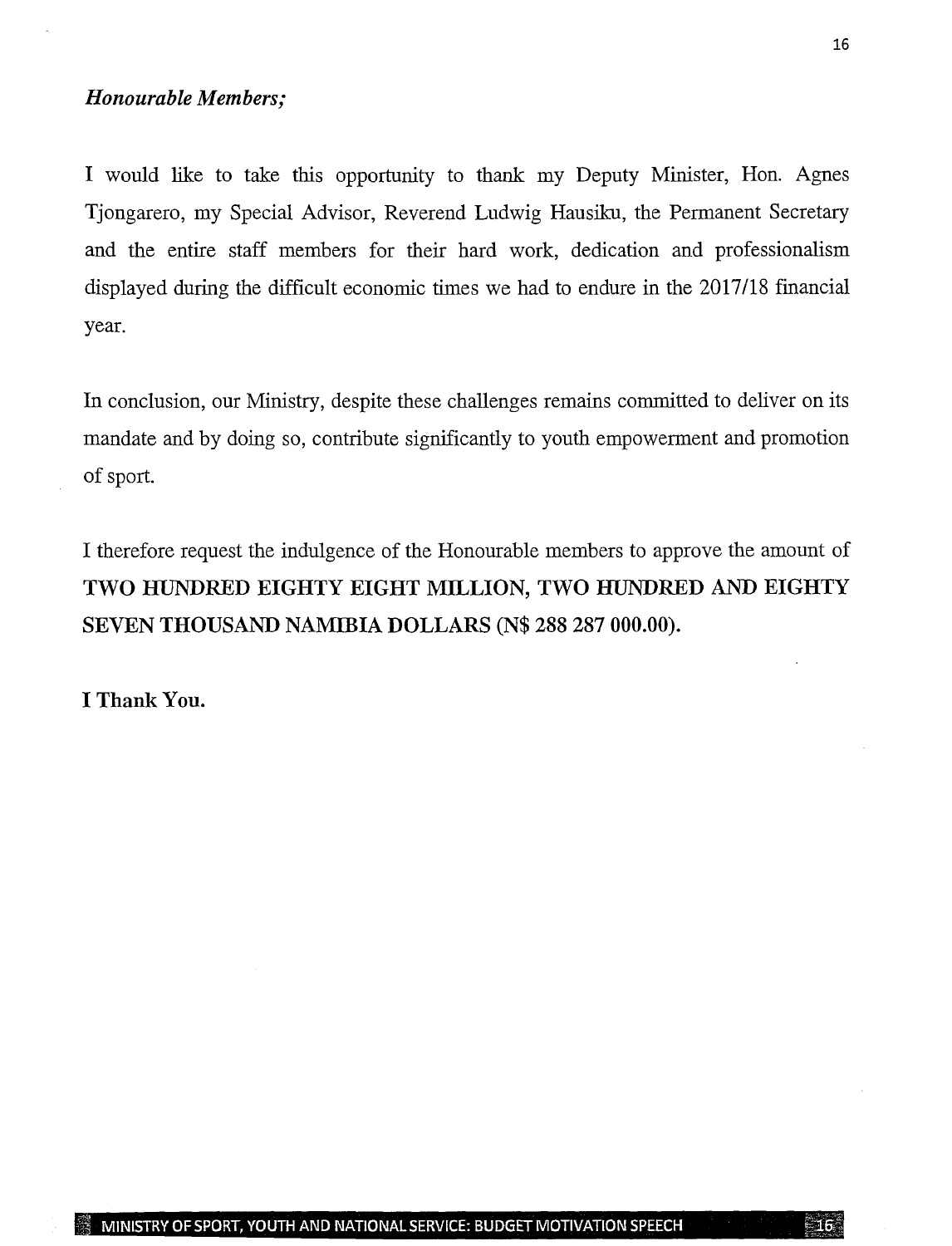*Honourable Members;*

I would like to take this opportunity to thank my Deputy Minister, Hon. Agnes Tjongarero, my Special Advisor, Reverend Ludwig Hausiku, the Permanent Secretary and the entire staff members for their hard work, dedication and professionalism displayed during the difficult economic times we had to endure in the 2017/18 financial year.

In conclusion, our Ministry, despite these challenges remains committed to deliver on its mandate and by doing so, contribute significantly to youth empowerment and promotion of sport.

I therefore request the indulgence of the Honourable members to approve the amount of **TWO HUNDRED EIGHTY EIGHT MILLION, TWO HUNDRED AND EIGHTY SEVEN THOUSAND NAMIBIA DOLLARS (N$ 288 287 000.00).**

**I Thank You.**